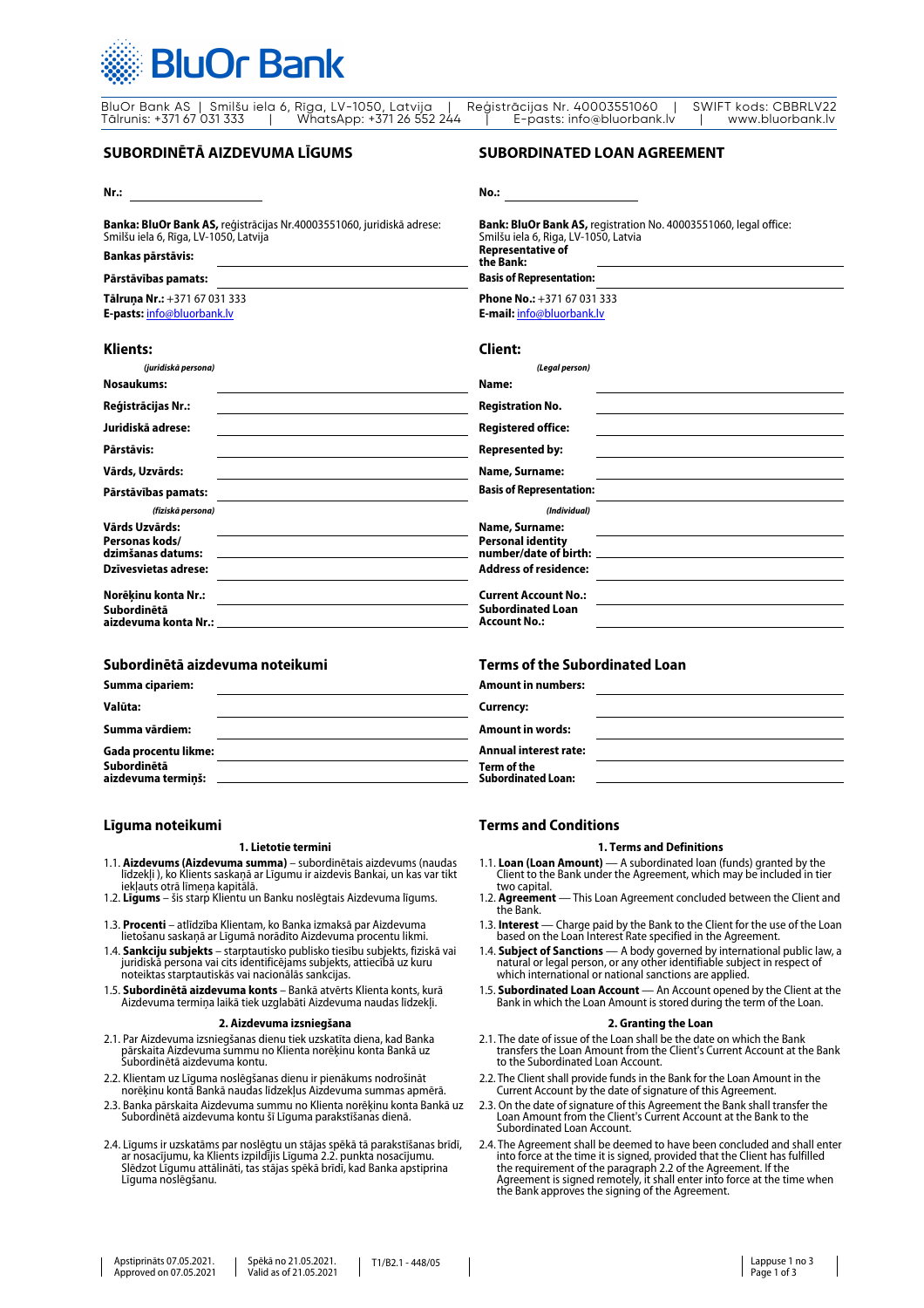BluOr Bank

BluOr Bank AS | Smilšu iela 6, Rīga, LV-1050, Latvija | Reģistrācijas Nr. 40003551060 | SWIFT kods: CBBRLV22
Tālrunis: +371 67 031 333 | WhatsApp: +371 26 552 244 | E-pasts: info@bluorbank.lv | www.bluorbank.lv

## SUBORDINĒTĀ AIZDEVUMA LĪGUMS

**Nr.:** ____________________

**Banka: BluOr Bank AS,** reģistrācijas Nr.40003551060, juridiskā adrese: Smilšu iela 6, Rīga, LV-1050, Latvija

**Bankas pārstāvis:** ____________________

**Pārstāvības pamats:** ____________________

**Tālruņa Nr.:** +371 67 031 333
**E-pasts:** info@bluorbank.lv

### Klients:

*(juridiskā persona)*

**Nosaukums:** ____________________

**Reģistrācijas Nr.:** ____________________

**Juridiskā adrese:** ____________________

**Pārstāvis:** ____________________

**Vārds, Uzvārds:** ____________________

**Pārstāvības pamats:** ____________________

*(fiziskā persona)*

**Vārds Uzvārds:** ____________________

**Personas kods/ dzimšanas datums:** ____________________

**Dzīvesvietas adrese:** ____________________

**Norēķinu konta Nr.:** ____________________

**Subordinētā aizdevuma konta Nr.:** ____________________

### Subordinētā aizdevuma noteikumi

**Summa cipariem:** ____________________

**Valūta:** ____________________

**Summa vārdiem:** ____________________

**Gada procentu likme:** ____________________

**Subordinētā aizdevuma termiņš:** ____________________

### Līguma noteikumi

#### 1. Lietotie termini

1.1. **Aizdevums (Aizdevuma summa)** – subordinētais aizdevums (naudas līdzekļi ), ko Klients saskaņā ar Līgumu ir aizdevis Bankai, un kas var tikt iekļauts otrā līmeņa kapitālā.
1.2. **Līgums** – šis starp Klientu un Banku noslēgtais Aizdevuma līgums.
1.3. **Procenti** – atlīdzība Klientam, ko Banka izmaksā par Aizdevuma lietošanu saskaņā ar Līgumā norādīto Aizdevuma procentu likmi.
1.4. **Sankciju subjekts** – starptautisko publisko tiesību subjekts, fiziskā vai juridiskā persona vai cits identificējams subjekts, attiecībā uz kuru noteiktas starptautiskās vai nacionālās sankcijas.
1.5. **Subordinētā aizdevuma konts** – Bankā atvērts Klienta konts, kurā Aizdevuma termiņa laikā tiek uzglabāti Aizdevuma naudas līdzekļi.

#### 2. Aizdevuma izsniegšana

2.1. Par Aizdevuma izsniegšanas dienu tiek uzskatīta diena, kad Banka pārskaita Aizdevuma summu no Klienta norēķinu konta Bankā uz Subordinētā aizdevuma kontu.
2.2. Klientam uz Līguma noslēgšanas dienu ir pienākums nodrošināt norēķinu kontā Bankā naudas līdzekļus Aizdevuma summas apmērā.
2.3. Banka pārskaita Aizdevuma summu no Klienta norēķinu konta Bankā uz Subordinētā aizdevuma kontu šī Līguma parakstīšanas dienā.
2.4. Līgums ir uzskatāms par noslēgtu un stājas spēkā tā parakstīšanas brīdī, ar nosacījumu, ka Klients izpildījis Līguma 2.2. punkta nosacījumu. Slēdzot Līgumu attālināti, tas stājas spēkā brīdī, kad Banka apstiprina Līguma noslēgšanu.

## SUBORDINATED LOAN AGREEMENT

**No.:** ____________________

**Bank: BluOr Bank AS,** registration No. 40003551060, legal office: Smilšu iela 6, Riga, LV-1050, Latvia

**Representative of the Bank:** ____________________

**Basis of Representation:** ____________________

**Phone No.:** +371 67 031 333
**E-mail:** info@bluorbank.lv

### Client:

*(Legal person)*

**Name:** ____________________

**Registration No.** ____________________

**Registered office:** ____________________

**Represented by:** ____________________

**Name, Surname:** ____________________

**Basis of Representation:** ____________________

*(Individual)*

**Name, Surname:** ____________________

**Personal identity number/date of birth:** ____________________

**Address of residence:** ____________________

**Current Account No.:** ____________________

**Subordinated Loan Account No.:** ____________________

### Terms of the Subordinated Loan

**Amount in numbers:** ____________________

**Currency:** ____________________

**Amount in words:** ____________________

**Annual interest rate:** ____________________

**Term of the Subordinated Loan:** ____________________

### Terms and Conditions

#### 1. Terms and Definitions

1.1. **Loan (Loan Amount)** — A subordinated loan (funds) granted by the Client to the Bank under the Agreement, which may be included in tier two capital.
1.2. **Agreement** — This Loan Agreement concluded between the Client and the Bank.
1.3. **Interest** — Charge paid by the Bank to the Client for the use of the Loan based on the Loan Interest Rate specified in the Agreement.
1.4. **Subject of Sanctions** — A body governed by international public law, a natural or legal person, or any other identifiable subject in respect of which international or national sanctions are applied.
1.5. **Subordinated Loan Account** — An Account opened by the Client at the Bank in which the Loan Amount is stored during the term of the Loan.

#### 2. Granting the Loan

2.1. The date of issue of the Loan shall be the date on which the Bank transfers the Loan Amount from the Client's Current Account at the Bank to the Subordinated Loan Account.
2.2. The Client shall provide funds in the Bank for the Loan Amount in the Current Account by the date of signature of this Agreement.
2.3. On the date of signature of this Agreement the Bank shall transfer the Loan Amount from the Client's Current Account at the Bank to the Subordinated Loan Account.
2.4. The Agreement shall be deemed to have been concluded and shall enter into force at the time it is signed, provided that the Client has fulfilled the requirement of the paragraph 2.2 of the Agreement. If the Agreement is signed remotely, it shall enter into force at the time when the Bank approves the signing of the Agreement.

Apstiprināts 07.05.2021. / Approved on 07.05.2021 | Spēkā no 21.05.2021. / Valid as of 21.05.2021 | T1/B2.1 - 448/05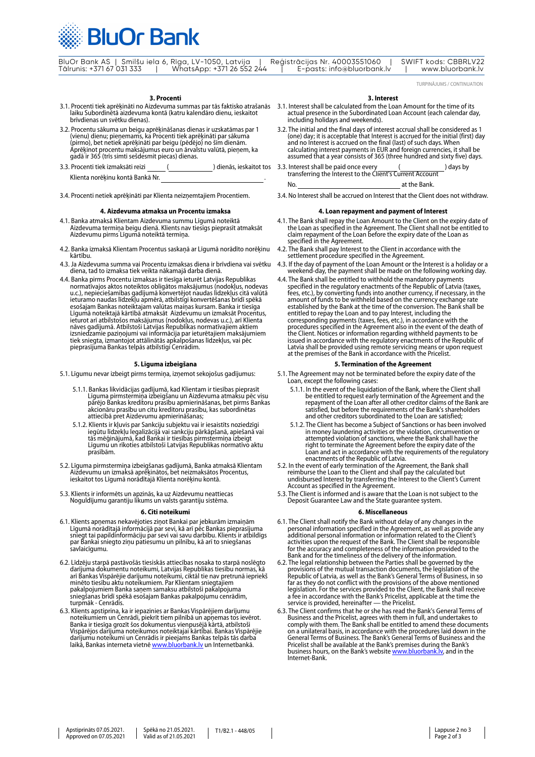TURPINĀJUMS / CONTINUATION

### 3. Procenti

3.1. Procenti tiek aprēķināti no Aizdevuma summas par tās faktisko atrašanās laiku Subordinētā aizdevuma kontā (katru kalendāro dienu, ieskaitot brīvdienas un svētku dienas).

3.2. Procentu sākuma un beigu aprēķināšanas dienas ir uzskatāmas par 1 (vienu) dienu; pieņemams, ka Procenti tiek aprēķināti par sākuma (pirmo), bet netiek aprēķināti par beigu (pēdējo) no šīm dienām. Aprēķinot procentu maksājumus euro un ārvalstu valūtā, pieņem, ka gadā ir 365 (trīs simti sešdesmit piecas) dienas.

3.3. Procenti tiek izmaksāti reizi ______ (____________) dienās, ieskaitot tos Klienta norēķinu kontā Bankā Nr. ______________________________.

3.4. Procenti netiek aprēķināti par Klienta neizņemtajiem Procentiem.

### 4. Aizdevuma atmaksa un Procentu izmaksa

4.1. Banka atmaksā Klientam Aizdevuma summu Līgumā noteiktā Aizdevuma termiņa beigu dienā. Klients nav tiesīgs pieprasīt atmaksāt Aizdevumu pirms Līgumā noteiktā termiņa.

4.2. Banka izmaksā Klientam Procentus saskaņā ar Līgumā norādīto norēķinu kārtību.

4.3. Ja Aizdevuma summa vai Procentu izmaksas diena ir brīvdiena vai svētku diena, tad to izmaksa tiek veikta nākamajā darba dienā.

4.4. Banka pirms Procentu izmaksas ir tiesīga ieturēt Latvijas Republikas normatīvajos aktos noteiktos obligātos maksājumus (nodokļus, nodevas u.c.), nepieciešamības gadījumā konvertējot naudas līdzekļus citā valūtā ieturamo naudas līdzekļu apmērā, atbilstīgi konvertēšanas brīdī spēkā esošajam Bankas noteiktajam valūtas maiņas kursam. Banka ir tiesīga Līgumā noteiktajā kārtībā atmaksāt Aizdevumu un izmaksāt Procentus, ieturot arī atbilstošos maksājumus (nodokļus, nodevas u.c.), arī Klienta nāves gadījumā. Atbilstoši Latvijas Republikas normatīvajiem aktiem izsniedzamie paziņojumi vai informācija par ieturētajiem maksājumiem tiek sniegta, izmantojot attālinātās apkalpošanas līdzekļus, vai pēc pieprasījuma Bankas telpās atbilstīgi Cenrādim.

### 5. Līguma izbeigšana

5.1. Līgumu nevar izbeigt pirms termiņa, izņemot sekojošus gadījumus:

5.1.1. Bankas likvidācijas gadījumā, kad Klientam ir tiesības pieprasīt Līguma pirmstermiņa izbeigšanu un Aizdevuma atmaksu pēc visu pārējo Bankas kreditoru prasību apmierināšanas, bet pirms Bankas akcionāru prasību un citu kreditoru prasību, kas subordinētas attiecībā pret Aizdevumu apmierināšanas;

5.1.2. Klients ir kļuvis par Sankciju subjektu vai ir iesaistīts noziedzīgi iegūtu līdzekļu legalizācijā vai sankciju pārkāpšanā, apiešanā vai tās mēģinājumā, kad Bankai ir tiesības pirmstermiņa izbeigt Līgumu un rīkoties atbilstoši Latvijas Republikas normatīvo aktu prasībām.

5.2. Līguma pirmstermiņa izbeigšanas gadījumā, Banka atmaksā Klientam Aizdevumu un izmaksā aprēķinātos, bet neizmaksātos Procentus, ieskaitot tos Līgumā norādītajā Klienta norēķinu kontā.

5.3. Klients ir informēts un apzinās, ka uz Aizdevumu neattiecas Noguldījumu garantiju likums un valsts garantiju sistēma.

### 6. Citi noteikumi

6.1. Klients apņemas nekavējoties ziņot Bankai par jebkurām izmaiņām Līgumā norādītajā informācijā par sevi, kā arī pēc Bankas pieprasījuma sniegt tai papildinformāciju par sevi vai savu darbību. Klients ir atbildīgs par Bankai sniegto ziņu patiesumu un pilnību, kā arī to sniegšanas savlaicīgumu.

6.2. Līdzēju starpā pastāvošās tiesiskās attiecības nosaka to starpā noslēgto darījuma dokumentu noteikumi, Latvijas Republikas tiesību normas, kā arī Bankas Vispārējie darījumu noteikumi, ciktāl tie nav pretrunā iepriekš minēto tiesību aktu noteikumiem. Par Klientam sniegtajiem pakalpojumiem Banka saņem samaksu atbilstoši pakalpojuma sniegšanas brīdī spēkā esošajam Bankas pakalpojumu cenrādim, turpmāk - Cenrādis.

6.3. Klients apstiprina, ka ir iepazinies ar Bankas Vispārējiem darījumu noteikumiem un Cenrādi, piekrīt tiem pilnībā un apņemas tos ievērot. Banka ir tiesīga grozīt šos dokumentus vienpusējā kārtā, atbilstoši Vispārējos darījuma noteikumos noteiktajai kārtībai. Bankas Vispārējie darījumu noteikumi un Cenrādis ir pieejams Bankas telpās tās darba laikā, Bankas interneta vietnē www.bluorbank.lv un Internetbankā.

### 3. Interest

3.1. Interest shall be calculated from the Loan Amount for the time of its actual presence in the Subordinated Loan Account (each calendar day, including holidays and weekends).

3.2. The initial and the final days of interest accrual shall be considered as 1 (one) day; it is acceptable that Interest is accrued for the initial (first) day and no Interest is accrued on the final (last) of such days. When calculating interest payments in EUR and foreign currencies, it shall be assumed that a year consists of 365 (three hundred and sixty five) days.

3.3. Interest shall be paid once every ______ (____________) days by transferring the Interest to the Client's Current Account No. ______________________________ at the Bank.

3.4. No Interest shall be accrued on Interest that the Client does not withdraw.

### 4. Loan repayment and payment of Interest

4.1. The Bank shall repay the Loan Amount to the Client on the expiry date of the Loan as specified in the Agreement. The Client shall not be entitled to claim repayment of the Loan before the expiry date of the Loan as specified in the Agreement.

4.2. The Bank shall pay Interest to the Client in accordance with the settlement procedure specified in the Agreement.

4.3. If the day of payment of the Loan Amount or the Interest is a holiday or a weekend-day, the payment shall be made on the following working day.

4.4. The Bank shall be entitled to withhold the mandatory payments specified in the regulatory enactments of the Republic of Latvia (taxes, fees, etc.), by converting funds into another currency, if necessary, in the amount of funds to be withheld based on the currency exchange rate established by the Bank at the time of the conversion. The Bank shall be entitled to repay the Loan and to pay Interest, including the corresponding payments (taxes, fees, etc.), in accordance with the procedures specified in the Agreement also in the event of the death of the Client. Notices or information regarding withheld payments to be issued in accordance with the regulatory enactments of the Republic of Latvia shall be provided using remote servicing means or upon request at the premises of the Bank in accordance with the Pricelist.

### 5. Termination of the Agreement

5.1. The Agreement may not be terminated before the expiry date of the Loan, except the following cases:

5.1.1. In the event of the liquidation of the Bank, where the Client shall be entitled to request early termination of the Agreement and the repayment of the Loan after all other creditor claims of the Bank are satisfied, but before the requirements of the Bank's shareholders and other creditors subordinated to the Loan are satisfied;

5.1.2. The Client has become a Subject of Sanctions or has been involved in money laundering activities or the violation, circumvention or attempted violation of sanctions, where the Bank shall have the right to terminate the Agreement before the expiry date of the Loan and act in accordance with the requirements of the regulatory enactments of the Republic of Latvia.

5.2. In the event of early termination of the Agreement, the Bank shall reimburse the Loan to the Client and shall pay the calculated but undisbursed Interest by transferring the Interest to the Client's Current Account as specified in the Agreement.

5.3. The Client is informed and is aware that the Loan is not subject to the Deposit Guarantee Law and the State guarantee system.

### 6. Miscellaneous

6.1. The Client shall notify the Bank without delay of any changes in the personal information specified in the Agreement, as well as provide any additional personal information or information related to the Client's activities upon the request of the Bank. The Client shall be responsible for the accuracy and completeness of the information provided to the Bank and for the timeliness of the delivery of the information.

6.2. The legal relationship between the Parties shall be governed by the provisions of the mutual transaction documents, the legislation of the Republic of Latvia, as well as the Bank's General Terms of Business, in so far as they do not conflict with the provisions of the above mentioned legislation. For the services provided to the Client, the Bank shall receive a fee in accordance with the Bank's Pricelist, applicable at the time the service is provided, hereinafter — the Pricelist.

6.3. The Client confirms that he or she has read the Bank's General Terms of Business and the Pricelist, agrees with them in full, and undertakes to comply with them. The Bank shall be entitled to amend these documents on a unilateral basis, in accordance with the procedures laid down in the General Terms of Business. The Bank's General Terms of Business and the Pricelist shall be available at the Bank's premises during the Bank's business hours, on the Bank's website www.bluorbank.lv, and in the Internet-Bank.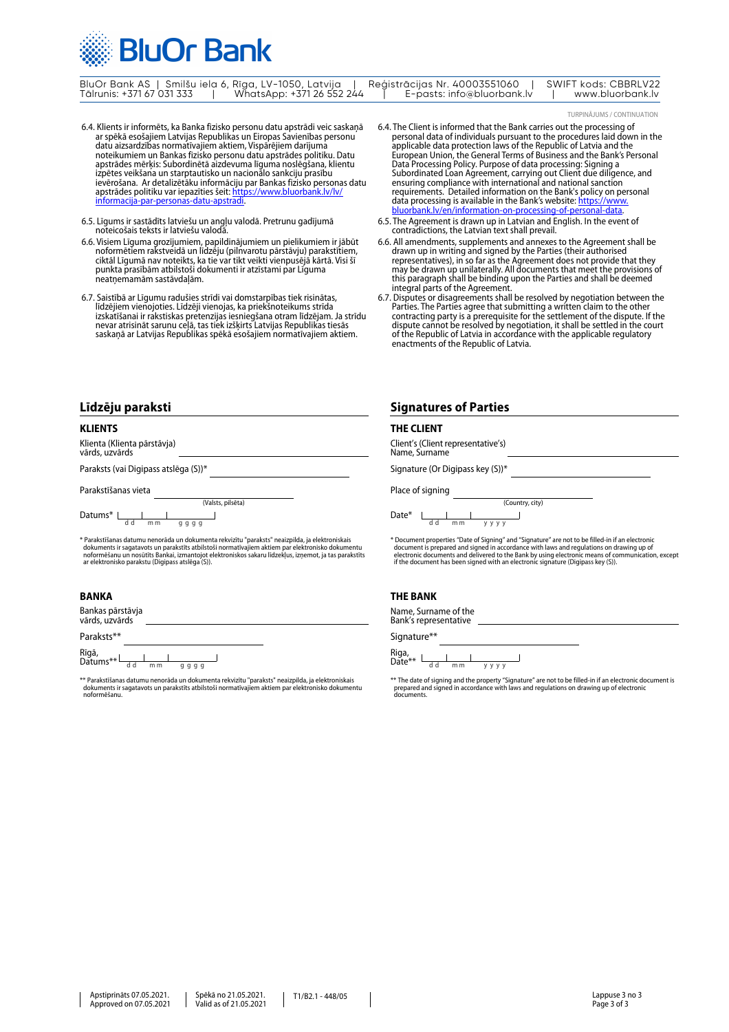BluOr Bank AS | Smilšu iela 6, Rīga, LV-1050, Latvija | Reģistrācijas Nr. 40003551060 | SWIFT kods: CBBRLV22
Tālrunis: +371 67 031 333 | WhatsApp: +371 26 552 244 | E-pasts: info@bluorbank.lv | www.bluorbank.lv

TURPINĀJUMS / CONTINUATION

6.4. Klients ir informēts, ka Banka fizisko personu datu apstrādi veic saskaņā ar spēkā esošajiem Latvijas Republikas un Eiropas Savienības personu datu aizsardzības normatīvajiem aktiem, Vispārējiem darījuma noteikumiem un Bankas fizisko personu datu apstrādes politiku. Datu apstrādes mērķis: Subordinētā aizdevuma līguma noslēgšana, klientu izpētes veikšana un starptautisko un nacionālo sankciju prasību ievērošana. Ar detalizētāku informāciju par Bankas fizisko personas datu apstrādes politiku var iepazīties šeit: https://www.bluorbank.lv/lv/informacija-par-personas-datu-apstradi.

6.5. Līgums ir sastādīts latviešu un angļu valodā. Pretrunu gadījumā noteicošais teksts ir latviešu valodā.

6.6. Visiem Līguma grozījumiem, papildinājumiem un pielikumiem ir jābūt noformētiem rakstveidā un līdzēju (pilnvarotu pārstāvju) parakstītiem, ciktāl Līgumā nav noteikts, ka tie var tikt veikti vienpusējā kārtā. Visi šī punkta prasībām atbilstoši dokumenti ir atzīstami par Līguma neatņemamām sastāvdaļām.

6.7. Saistībā ar Līgumu radušies strīdi vai domstarpības tiek risinātas, līdzējiem vienojoties. Līdzēji vienojas, ka priekšnoteikums strīda izskatīšanai ir rakstiskas pretenzijas iesniegšana otram līdzējam. Ja strīdu nevar atrisināt sarunu ceļā, tas tiek izšķirts Latvijas Republikas tiesās saskaņā ar Latvijas Republikas spēkā esošajiem normatīvajiem aktiem.

6.4. The Client is informed that the Bank carries out the processing of personal data of individuals pursuant to the procedures laid down in the applicable data protection laws of the Republic of Latvia and the European Union, the General Terms of Business and the Bank's Personal Data Processing Policy. Purpose of data processing: Signing a Subordinated Loan Agreement, carrying out Client due diligence, and ensuring compliance with international and national sanction requirements. Detailed information on the Bank's policy on personal data processing is available in the Bank's website: https://www.bluorbank.lv/en/information-on-processing-of-personal-data.

6.5. The Agreement is drawn up in Latvian and English. In the event of contradictions, the Latvian text shall prevail.

6.6. All amendments, supplements and annexes to the Agreement shall be drawn up in writing and signed by the Parties (their authorised representatives), in so far as the Agreement does not provide that they may be drawn up unilaterally. All documents that meet the provisions of this paragraph shall be binding upon the Parties and shall be deemed integral parts of the Agreement.

6.7. Disputes or disagreements shall be resolved by negotiation between the Parties. The Parties agree that submitting a written claim to the other contracting party is a prerequisite for the settlement of the dispute. If the dispute cannot be resolved by negotiation, it shall be settled in the court of the Republic of Latvia in accordance with the applicable regulatory enactments of the Republic of Latvia.

## Līdzēju paraksti

### KLIENTS

Klienta (Klienta pārstāvja) vārds, uzvārds ______________________

Paraksts (vai Digipass atslēga (S))* ______________________

Parakstīšanas vieta ______________________ (Valsts, pilsēta)

Datums* __ __ / __ __ / __ __ __ __ (d d / m m / g g g g)

\* Parakstīšanas datumu nenorāda un dokumenta rekvizītu "paraksts" neaizpilda, ja elektroniskais dokuments ir sagatavots un parakstīts atbilstoši normatīvajiem aktiem par elektronisko dokumentu noformēšanu un nosūtīts Bankai, izmantojot elektroniskos sakaru līdzekļus, izņemot, ja tas parakstīts ar elektronisko parakstu (Digipass atslēga (S)).

### BANKA

Bankas pārstāvja vārds, uzvārds ______________________

Paraksts** ______________________

Rīgā, Datums** __ __ / __ __ / __ __ __ __ (d d / m m / g g g g)

\*\* Parakstīšanas datumu nenorāda un dokumenta rekvizītu "paraksts" neaizpilda, ja elektroniskais dokuments ir sagatavots un parakstīts atbilstoši normatīvajiem aktiem par elektronisko dokumentu noformēšanu.

## Signatures of Parties

### THE CLIENT

Client's (Client representative's) Name, Surname ______________________

Signature (Or Digipass key (S))* ______________________

Place of signing ______________________ (Country, city)

Date* __ __ / __ __ / __ __ __ __ (d d / m m / y y y y)

\* Document properties "Date of Signing" and "Signature" are not to be filled-in if an electronic document is prepared and signed in accordance with laws and regulations on drawing up of electronic documents and delivered to the Bank by using electronic means of communication, except if the document has been signed with an electronic signature (Digipass key (S)).

### THE BANK

Name, Surname of the Bank's representative ______________________

Signature** ______________________

Riga, Date** __ __ / __ __ / __ __ __ __ (d d / m m / y y y y)

\*\* The date of signing and the property "Signature" are not to be filled-in if an electronic document is prepared and signed in accordance with laws and regulations on drawing up of electronic documents.

Apstiprināts 07.05.2021. / Approved on 07.05.2021 | Spēkā no 21.05.2021. / Valid as of 21.05.2021 | T1/B2.1 - 448/05